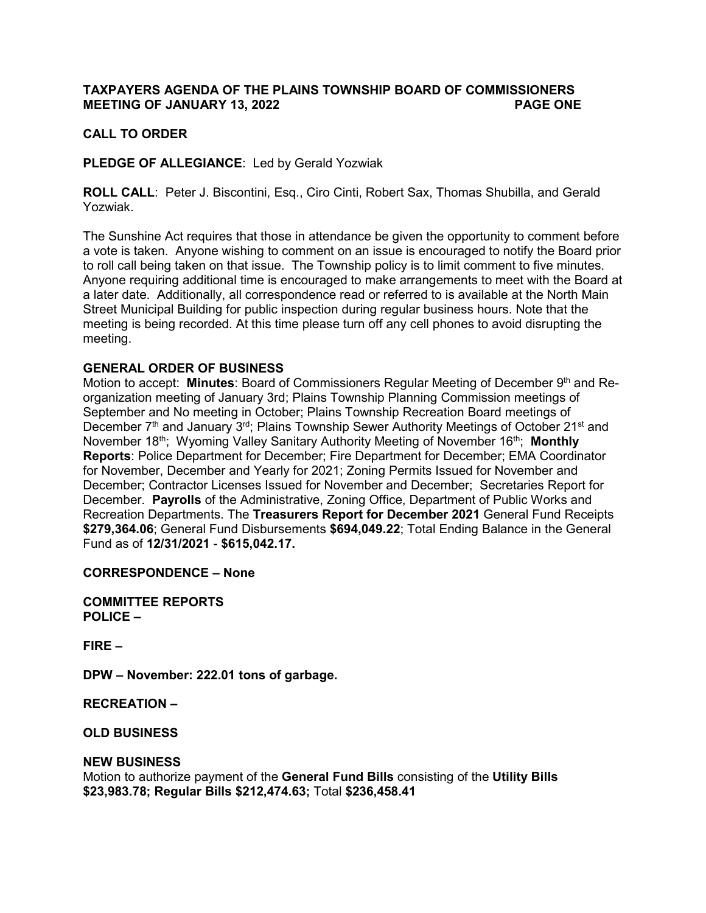# TAXPAYERS AGENDA OF THE PLAINS TOWNSHIP BOARD OF COMMISSIONERS MEETING OF JANUARY 13, 2022

**CALL TO ORDER**

**PLEDGE OF ALLEGIANCE**: Led by Gerald Yozwiak

**ROLL CALL**: Peter J. Biscontini, Esq., Ciro Cinti, Robert Sax, Thomas Shubilla, and Gerald Yozwiak.

The Sunshine Act requires that those in attendance be given the opportunity to comment before a vote is taken. Anyone wishing to comment on an issue is encouraged to notify the Board prior to roll call being taken on that issue. The Township policy is to limit comment to five minutes. Anyone requiring additional time is encouraged to make arrangements to meet with the Board at a later date. Additionally, all correspondence read or referred to is available at the North Main Street Municipal Building for public inspection during regular business hours. Note that the meeting is being recorded. At this time please turn off any cell phones to avoid disrupting the meeting.

**GENERAL ORDER OF BUSINESS**

Motion to accept: **Minutes**: Board of Commissioners Regular Meeting of December 9th and Re-organization meeting of January 3rd; Plains Township Planning Commission meetings of September and No meeting in October; Plains Township Recreation Board meetings of December 7th and January 3rd; Plains Township Sewer Authority Meetings of October 21st and November 18th; Wyoming Valley Sanitary Authority Meeting of November 16th; **Monthly Reports**: Police Department for December; Fire Department for December; EMA Coordinator for November, December and Yearly for 2021; Zoning Permits Issued for November and December; Contractor Licenses Issued for November and December; Secretaries Report for December. **Payrolls** of the Administrative, Zoning Office, Department of Public Works and Recreation Departments. The **Treasurers Report for December 2021** General Fund Receipts **$279,364.06**; General Fund Disbursements **$694,049.22**; Total Ending Balance in the General Fund as of **12/31/2021** - **$615,042.17.**

**CORRESPONDENCE – None**

**COMMITTEE REPORTS**

**POLICE –**

**FIRE –**

**DPW – November: 222.01 tons of garbage.**

**RECREATION –**

**OLD BUSINESS**

**NEW BUSINESS**

Motion to authorize payment of the **General Fund Bills** consisting of the **Utility Bills $23,983.78; Regular Bills $212,474.63;** Total **$236,458.41**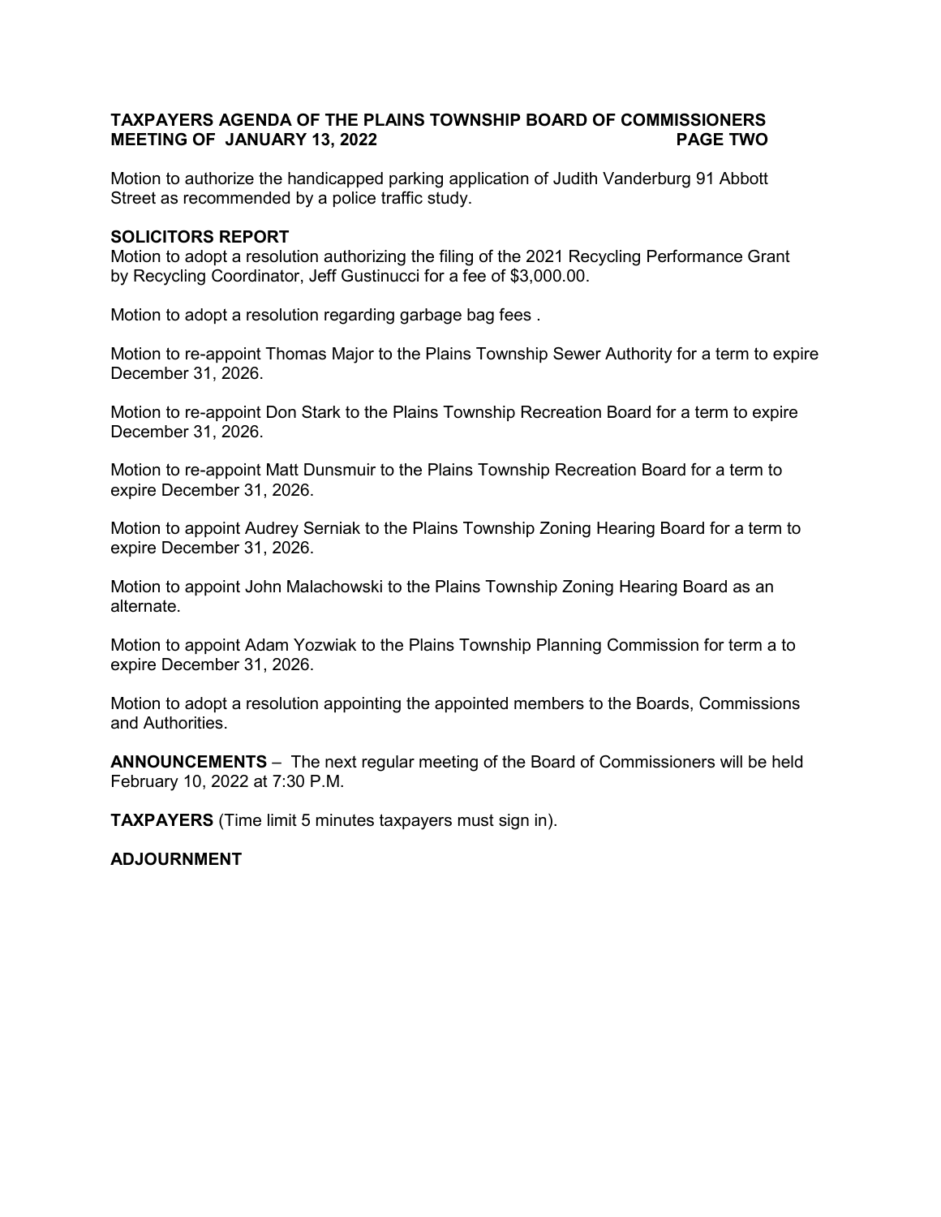Motion to authorize the handicapped parking application of Judith Vanderburg 91 Abbott Street as recommended by a police traffic study.

**SOLICITORS REPORT**

Motion to adopt a resolution authorizing the filing of the 2021 Recycling Performance Grant by Recycling Coordinator, Jeff Gustinucci for a fee of $3,000.00.

Motion to adopt a resolution regarding garbage bag fees .

Motion to re-appoint Thomas Major to the Plains Township Sewer Authority for a term to expire December 31, 2026.

Motion to re-appoint Don Stark to the Plains Township Recreation Board for a term to expire December 31, 2026.

Motion to re-appoint Matt Dunsmuir to the Plains Township Recreation Board for a term to expire December 31, 2026.

Motion to appoint Audrey Serniak to the Plains Township Zoning Hearing Board for a term to expire December 31, 2026.

Motion to appoint John Malachowski to the Plains Township Zoning Hearing Board as an alternate.

Motion to appoint Adam Yozwiak to the Plains Township Planning Commission for term a to expire December 31, 2026.

Motion to adopt a resolution appointing the appointed members to the Boards, Commissions and Authorities.

**ANNOUNCEMENTS** – The next regular meeting of the Board of Commissioners will be held February 10, 2022 at 7:30 P.M.

**TAXPAYERS** (Time limit 5 minutes taxpayers must sign in).

**ADJOURNMENT**